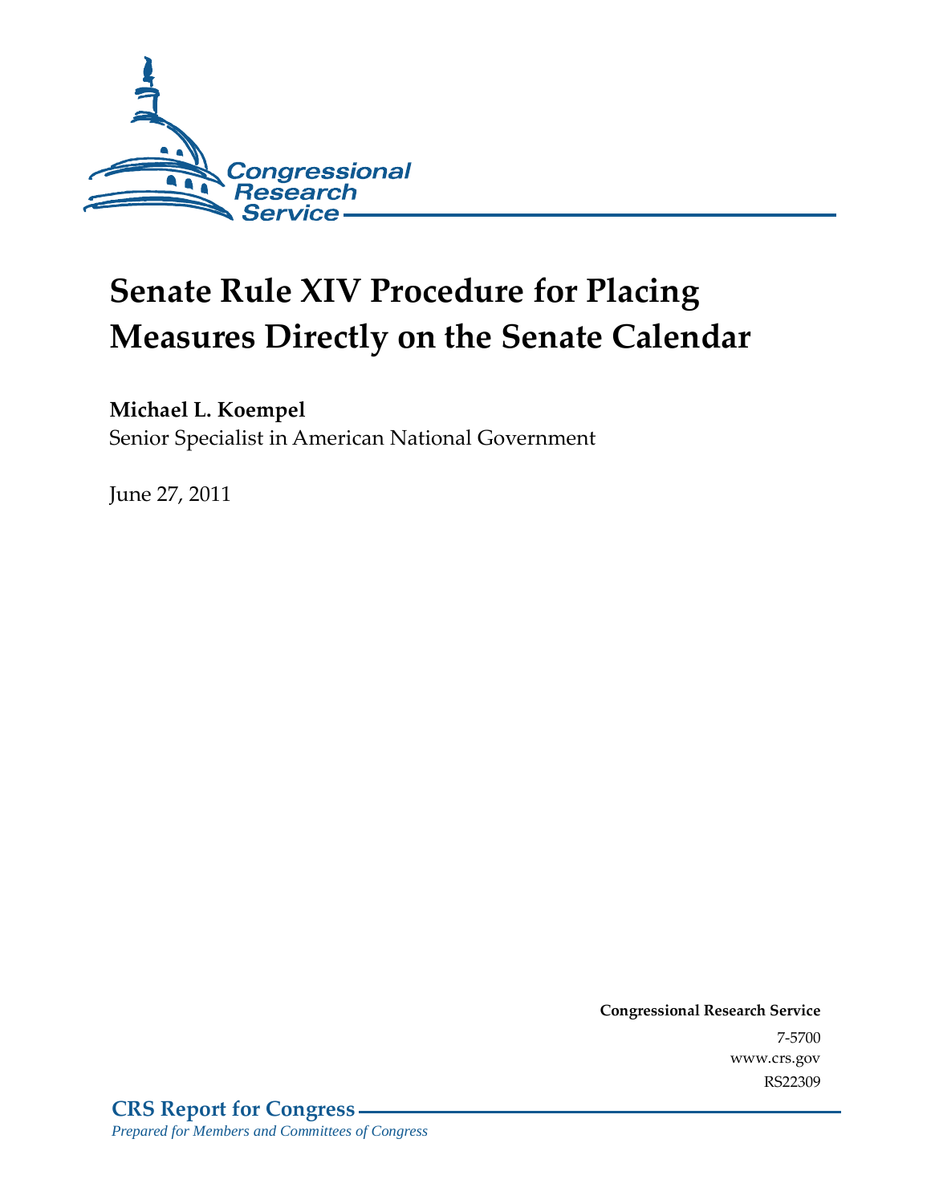Congressional Research Service

# Senate Rule XIV Procedure for Placing Measures Directly on the Senate Calendar

**Michael L. Koempel**
Senior Specialist in American National Government

June 27, 2011

**Congressional Research Service**
7-5700
www.crs.gov
RS22309

**CRS Report for Congress**
*Prepared for Members and Committees of Congress*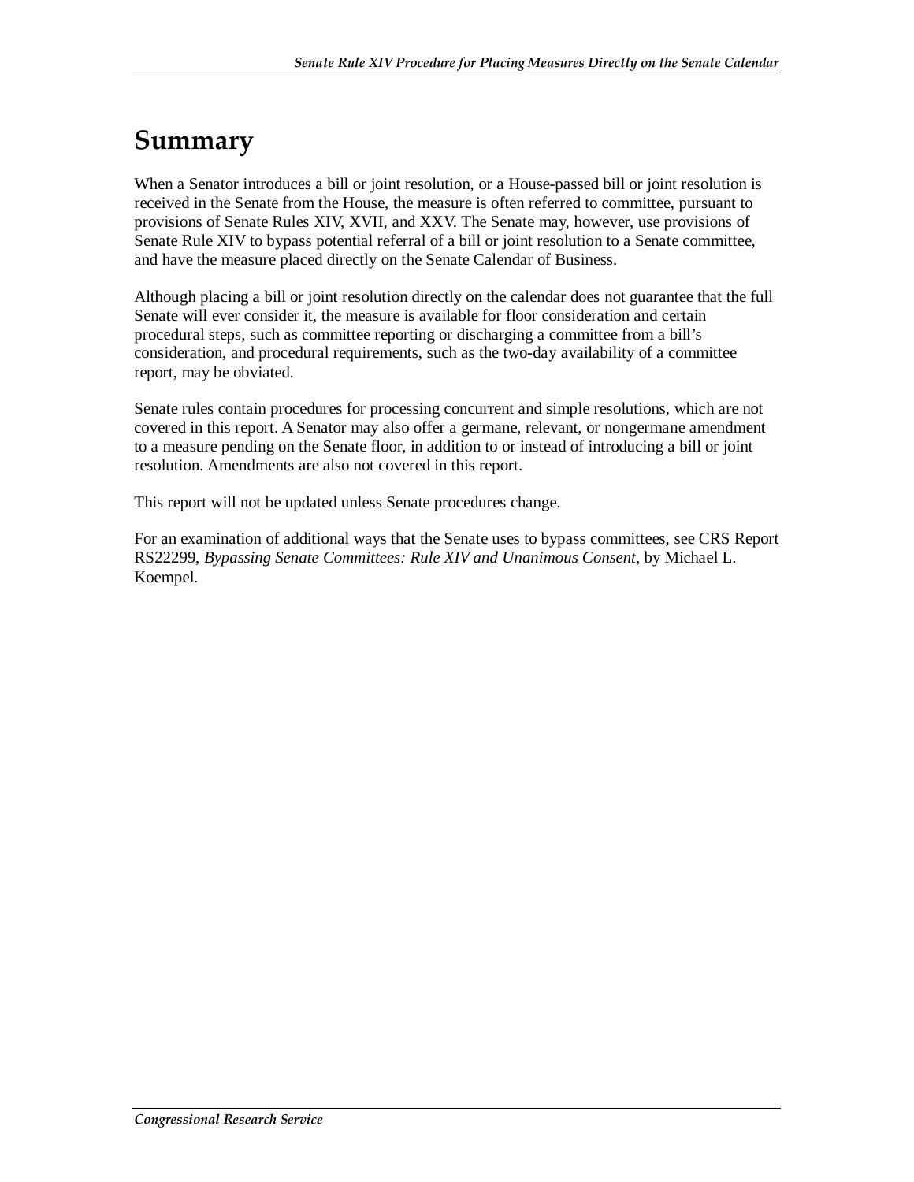# Summary

When a Senator introduces a bill or joint resolution, or a House-passed bill or joint resolution is received in the Senate from the House, the measure is often referred to committee, pursuant to provisions of Senate Rules XIV, XVII, and XXV. The Senate may, however, use provisions of Senate Rule XIV to bypass potential referral of a bill or joint resolution to a Senate committee, and have the measure placed directly on the Senate Calendar of Business.

Although placing a bill or joint resolution directly on the calendar does not guarantee that the full Senate will ever consider it, the measure is available for floor consideration and certain procedural steps, such as committee reporting or discharging a committee from a bill's consideration, and procedural requirements, such as the two-day availability of a committee report, may be obviated.

Senate rules contain procedures for processing concurrent and simple resolutions, which are not covered in this report. A Senator may also offer a germane, relevant, or nongermane amendment to a measure pending on the Senate floor, in addition to or instead of introducing a bill or joint resolution. Amendments are also not covered in this report.

This report will not be updated unless Senate procedures change.

For an examination of additional ways that the Senate uses to bypass committees, see CRS Report RS22299, *Bypassing Senate Committees: Rule XIV and Unanimous Consent*, by Michael L. Koempel.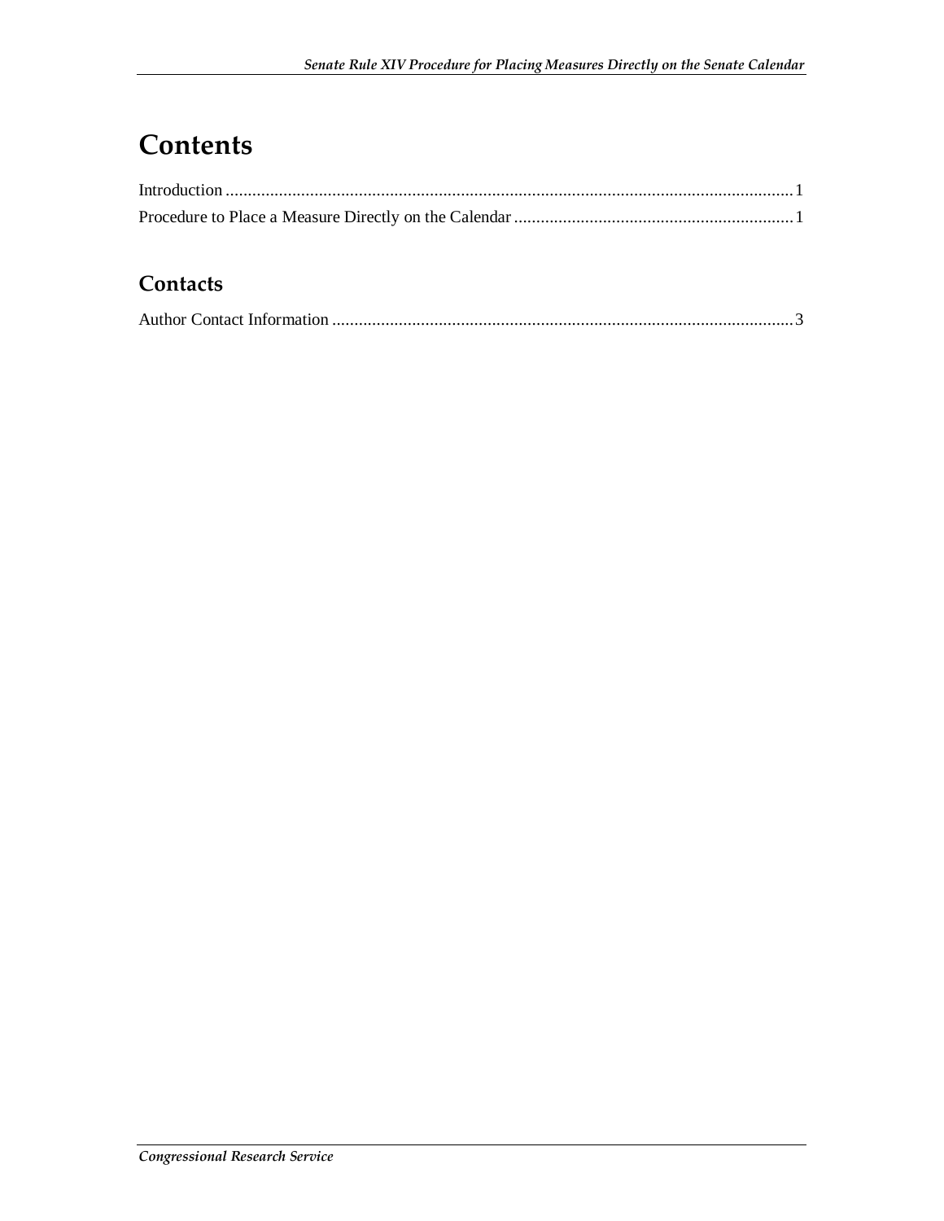# Contents

Introduction ............................................................................................................................. 1

Procedure to Place a Measure Directly on the Calendar ............................................................... 1

## Contacts

Author Contact Information ........................................................................................................ 3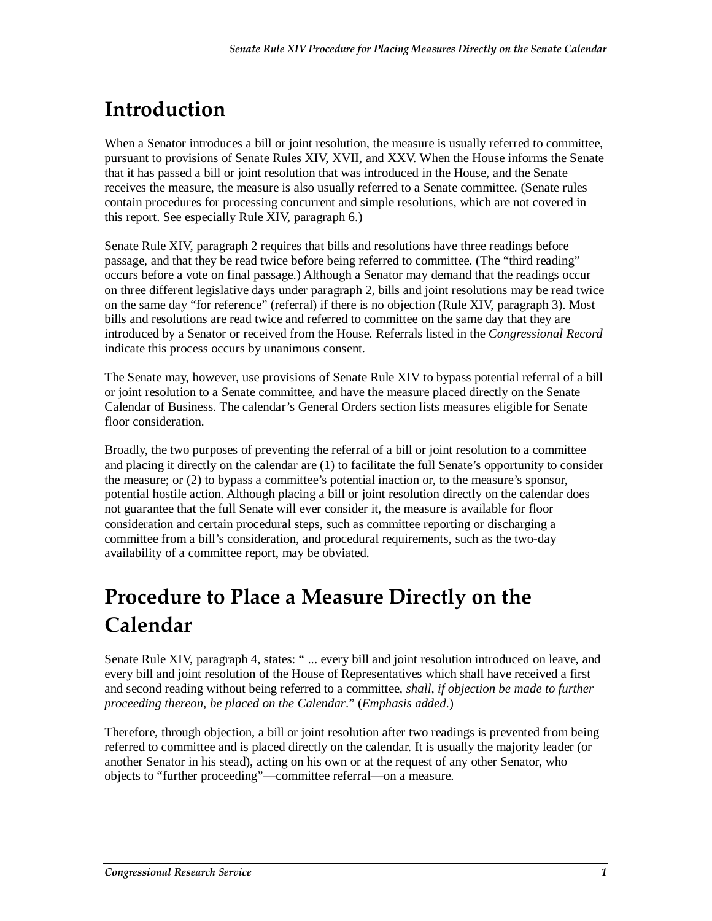# Introduction

When a Senator introduces a bill or joint resolution, the measure is usually referred to committee, pursuant to provisions of Senate Rules XIV, XVII, and XXV. When the House informs the Senate that it has passed a bill or joint resolution that was introduced in the House, and the Senate receives the measure, the measure is also usually referred to a Senate committee. (Senate rules contain procedures for processing concurrent and simple resolutions, which are not covered in this report. See especially Rule XIV, paragraph 6.)

Senate Rule XIV, paragraph 2 requires that bills and resolutions have three readings before passage, and that they be read twice before being referred to committee. (The "third reading" occurs before a vote on final passage.) Although a Senator may demand that the readings occur on three different legislative days under paragraph 2, bills and joint resolutions may be read twice on the same day "for reference" (referral) if there is no objection (Rule XIV, paragraph 3). Most bills and resolutions are read twice and referred to committee on the same day that they are introduced by a Senator or received from the House. Referrals listed in the *Congressional Record* indicate this process occurs by unanimous consent.

The Senate may, however, use provisions of Senate Rule XIV to bypass potential referral of a bill or joint resolution to a Senate committee, and have the measure placed directly on the Senate Calendar of Business. The calendar's General Orders section lists measures eligible for Senate floor consideration.

Broadly, the two purposes of preventing the referral of a bill or joint resolution to a committee and placing it directly on the calendar are (1) to facilitate the full Senate's opportunity to consider the measure; or (2) to bypass a committee's potential inaction or, to the measure's sponsor, potential hostile action. Although placing a bill or joint resolution directly on the calendar does not guarantee that the full Senate will ever consider it, the measure is available for floor consideration and certain procedural steps, such as committee reporting or discharging a committee from a bill's consideration, and procedural requirements, such as the two-day availability of a committee report, may be obviated.

# Procedure to Place a Measure Directly on the Calendar

Senate Rule XIV, paragraph 4, states: " ... every bill and joint resolution introduced on leave, and every bill and joint resolution of the House of Representatives which shall have received a first and second reading without being referred to a committee, *shall, if objection be made to further proceeding thereon, be placed on the Calendar*." (*Emphasis added*.)

Therefore, through objection, a bill or joint resolution after two readings is prevented from being referred to committee and is placed directly on the calendar. It is usually the majority leader (or another Senator in his stead), acting on his own or at the request of any other Senator, who objects to "further proceeding"—committee referral—on a measure.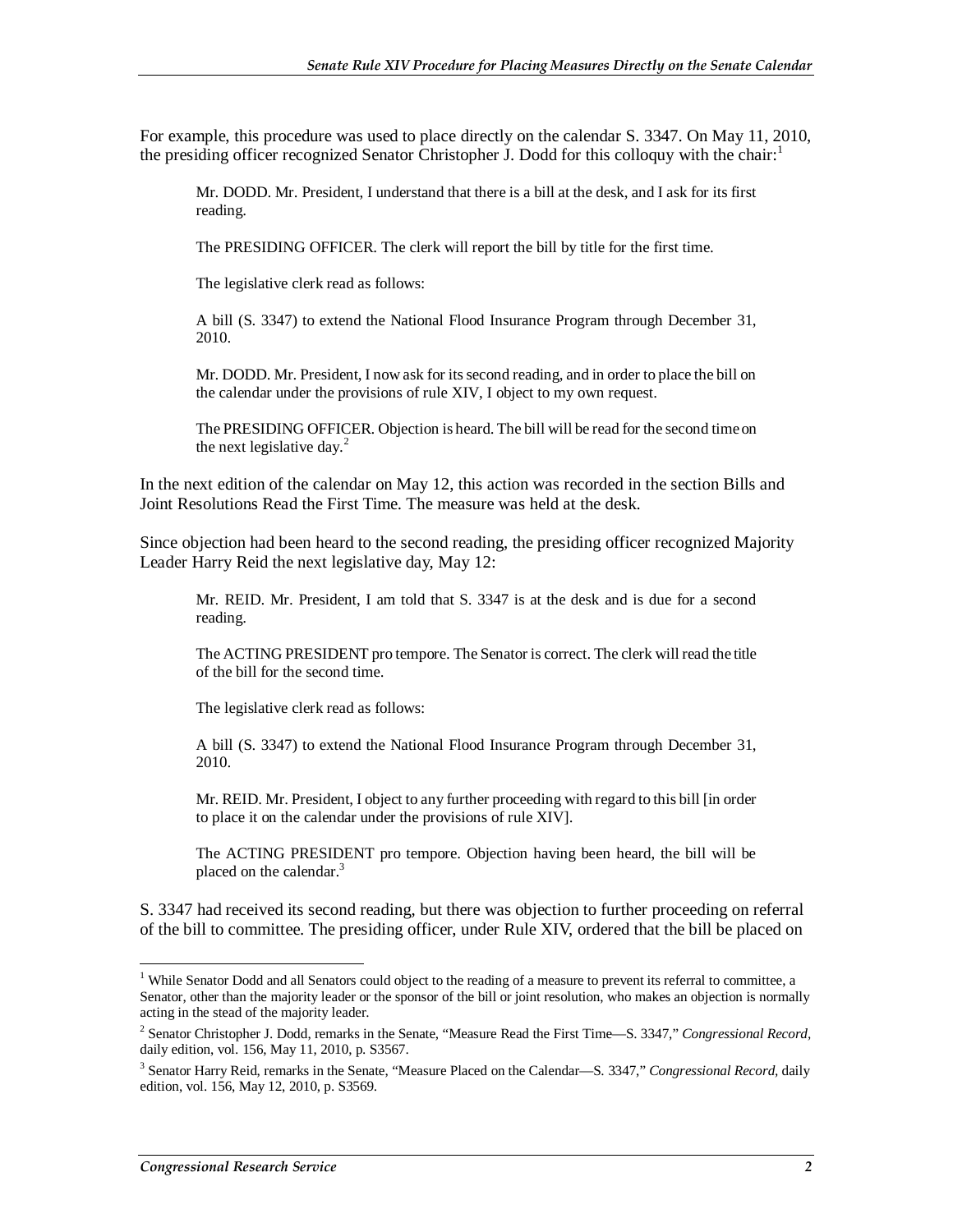For example, this procedure was used to place directly on the calendar S. 3347. On May 11, 2010, the presiding officer recognized Senator Christopher J. Dodd for this colloquy with the chair:[1]

> Mr. DODD. Mr. President, I understand that there is a bill at the desk, and I ask for its first reading.
>
> The PRESIDING OFFICER. The clerk will report the bill by title for the first time.
>
> The legislative clerk read as follows:
>
> A bill (S. 3347) to extend the National Flood Insurance Program through December 31, 2010.
>
> Mr. DODD. Mr. President, I now ask for its second reading, and in order to place the bill on the calendar under the provisions of rule XIV, I object to my own request.
>
> The PRESIDING OFFICER. Objection is heard. The bill will be read for the second time on the next legislative day.[2]

In the next edition of the calendar on May 12, this action was recorded in the section Bills and Joint Resolutions Read the First Time. The measure was held at the desk.

Since objection had been heard to the second reading, the presiding officer recognized Majority Leader Harry Reid the next legislative day, May 12:

> Mr. REID. Mr. President, I am told that S. 3347 is at the desk and is due for a second reading.
>
> The ACTING PRESIDENT pro tempore. The Senator is correct. The clerk will read the title of the bill for the second time.
>
> The legislative clerk read as follows:
>
> A bill (S. 3347) to extend the National Flood Insurance Program through December 31, 2010.
>
> Mr. REID. Mr. President, I object to any further proceeding with regard to this bill [in order to place it on the calendar under the provisions of rule XIV].
>
> The ACTING PRESIDENT pro tempore. Objection having been heard, the bill will be placed on the calendar.[3]

S. 3347 had received its second reading, but there was objection to further proceeding on referral of the bill to committee. The presiding officer, under Rule XIV, ordered that the bill be placed on

---

[1] While Senator Dodd and all Senators could object to the reading of a measure to prevent its referral to committee, a Senator, other than the majority leader or the sponsor of the bill or joint resolution, who makes an objection is normally acting in the stead of the majority leader.

[2] Senator Christopher J. Dodd, remarks in the Senate, "Measure Read the First Time—S. 3347," *Congressional Record*, daily edition, vol. 156, May 11, 2010, p. S3567.

[3] Senator Harry Reid, remarks in the Senate, "Measure Placed on the Calendar—S. 3347," *Congressional Record*, daily edition, vol. 156, May 12, 2010, p. S3569.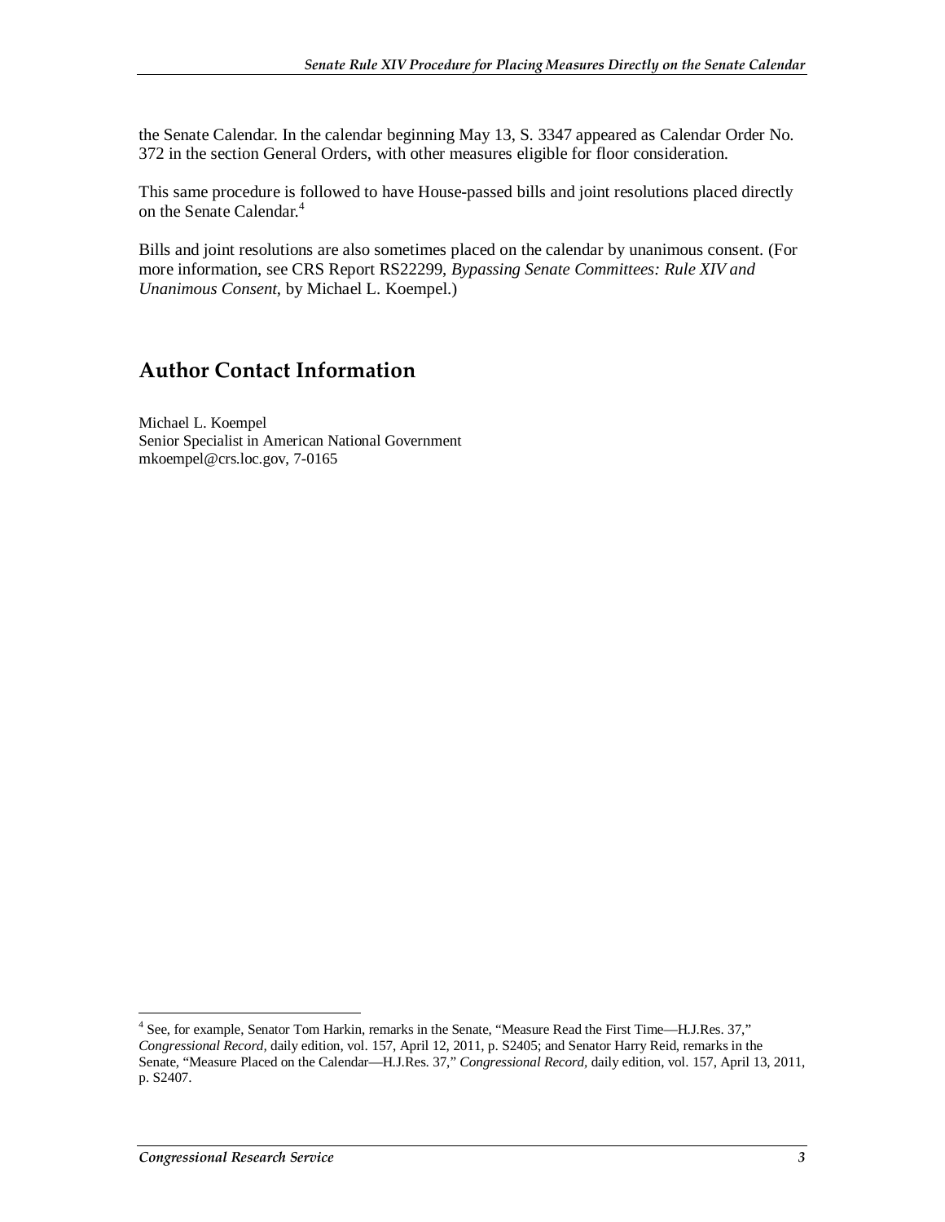the Senate Calendar. In the calendar beginning May 13, S. 3347 appeared as Calendar Order No. 372 in the section General Orders, with other measures eligible for floor consideration.

This same procedure is followed to have House-passed bills and joint resolutions placed directly on the Senate Calendar.[4]

Bills and joint resolutions are also sometimes placed on the calendar by unanimous consent. (For more information, see CRS Report RS22299, *Bypassing Senate Committees: Rule XIV and Unanimous Consent*, by Michael L. Koempel.)

## Author Contact Information

Michael L. Koempel
Senior Specialist in American National Government
mkoempel@crs.loc.gov, 7-0165

---

[4] See, for example, Senator Tom Harkin, remarks in the Senate, "Measure Read the First Time—H.J.Res. 37," *Congressional Record*, daily edition, vol. 157, April 12, 2011, p. S2405; and Senator Harry Reid, remarks in the Senate, "Measure Placed on the Calendar—H.J.Res. 37," *Congressional Record*, daily edition, vol. 157, April 13, 2011, p. S2407.